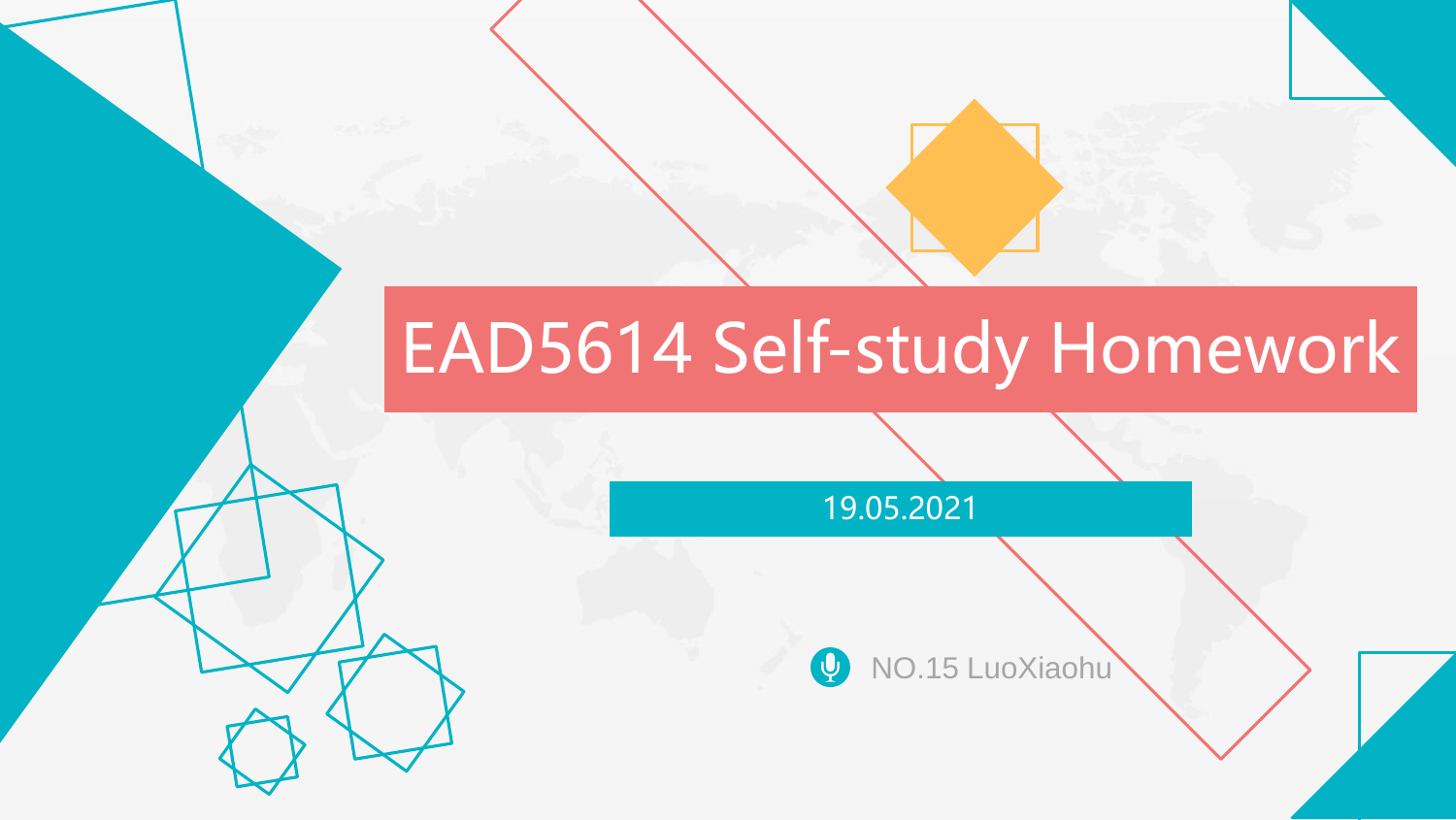# EAD5614 Self-study Homework

19.05.2021

NO.15 LuoXiaohu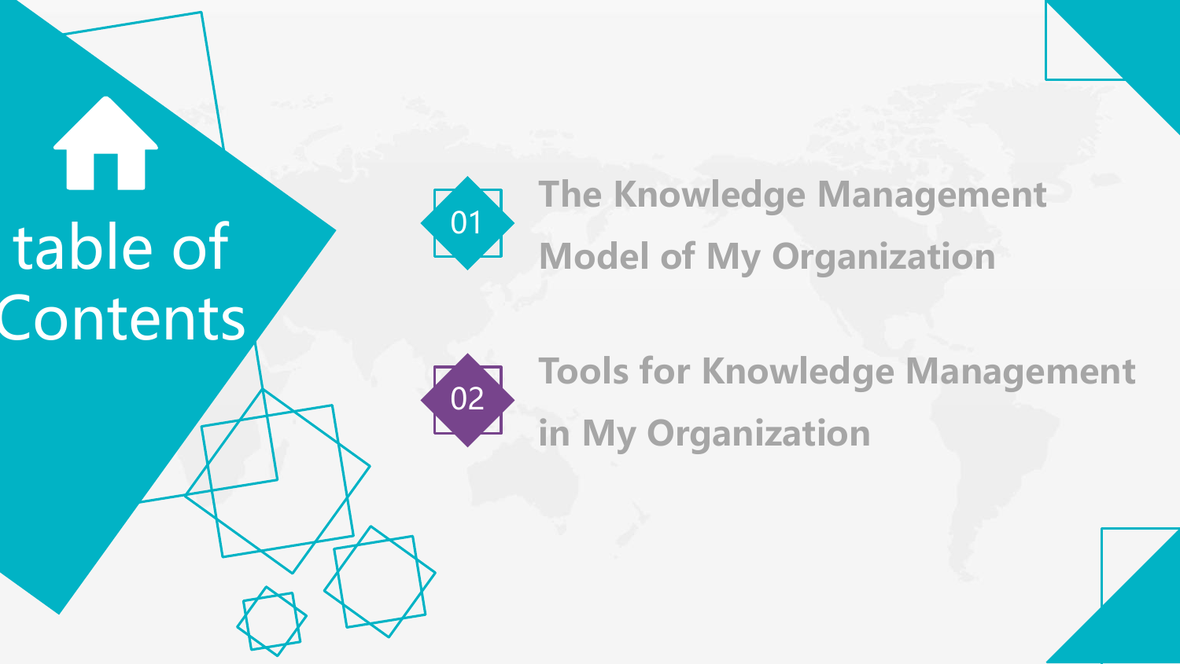# table of Contents

01 The Knowledge Management Model of My Organization

02 Tools for Knowledge Management in My Organization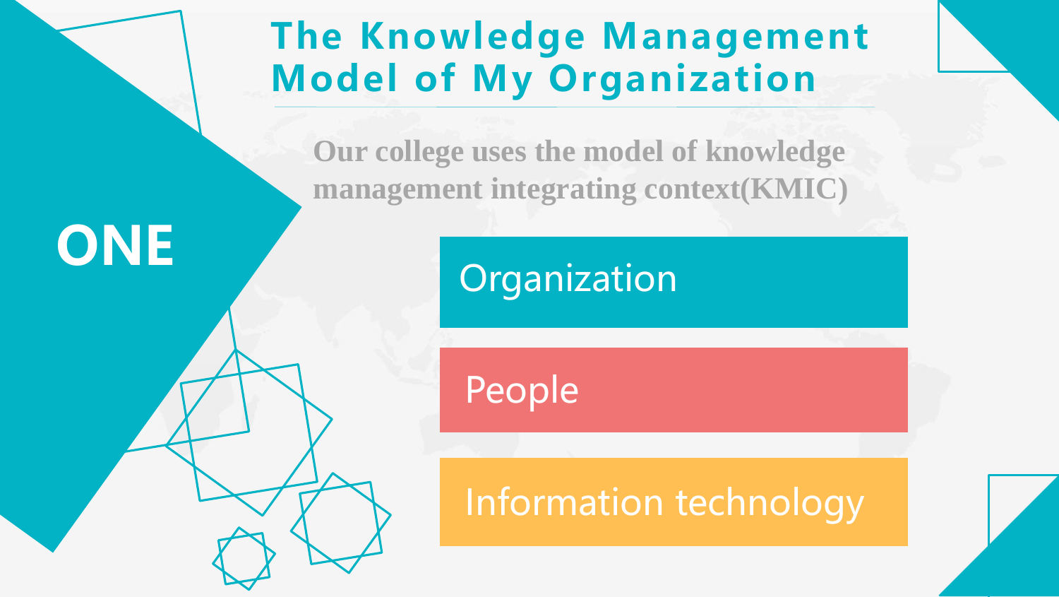# The Knowledge Management Model of My Organization

ONE

**Our college uses the model of knowledge management integrating context(KMIC)**

- Organization
- People
- Information technology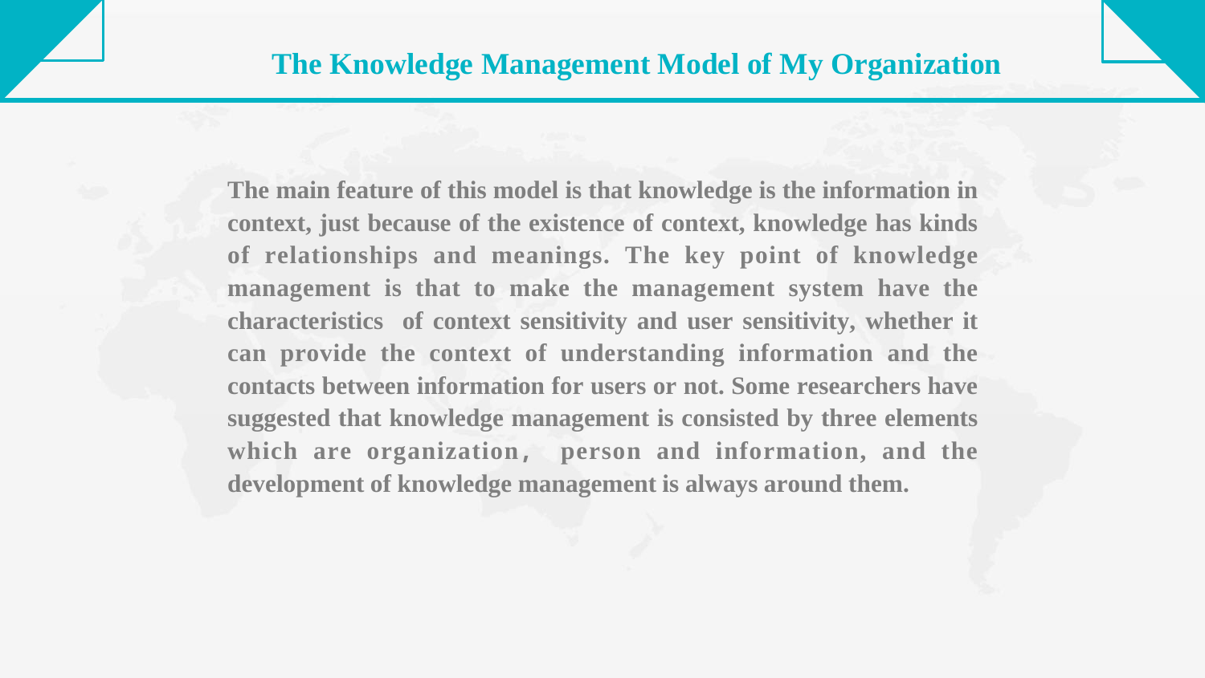# The Knowledge Management Model of My Organization

**The main feature of this model is that knowledge is the information in context, just because of the existence of context, knowledge has kinds of relationships and meanings. The key point of knowledge management is that to make the management system have the characteristics of context sensitivity and user sensitivity, whether it can provide the context of understanding information and the contacts between information for users or not. Some researchers have suggested that knowledge management is consisted by three elements which are organization, person and information, and the development of knowledge management is always around them.**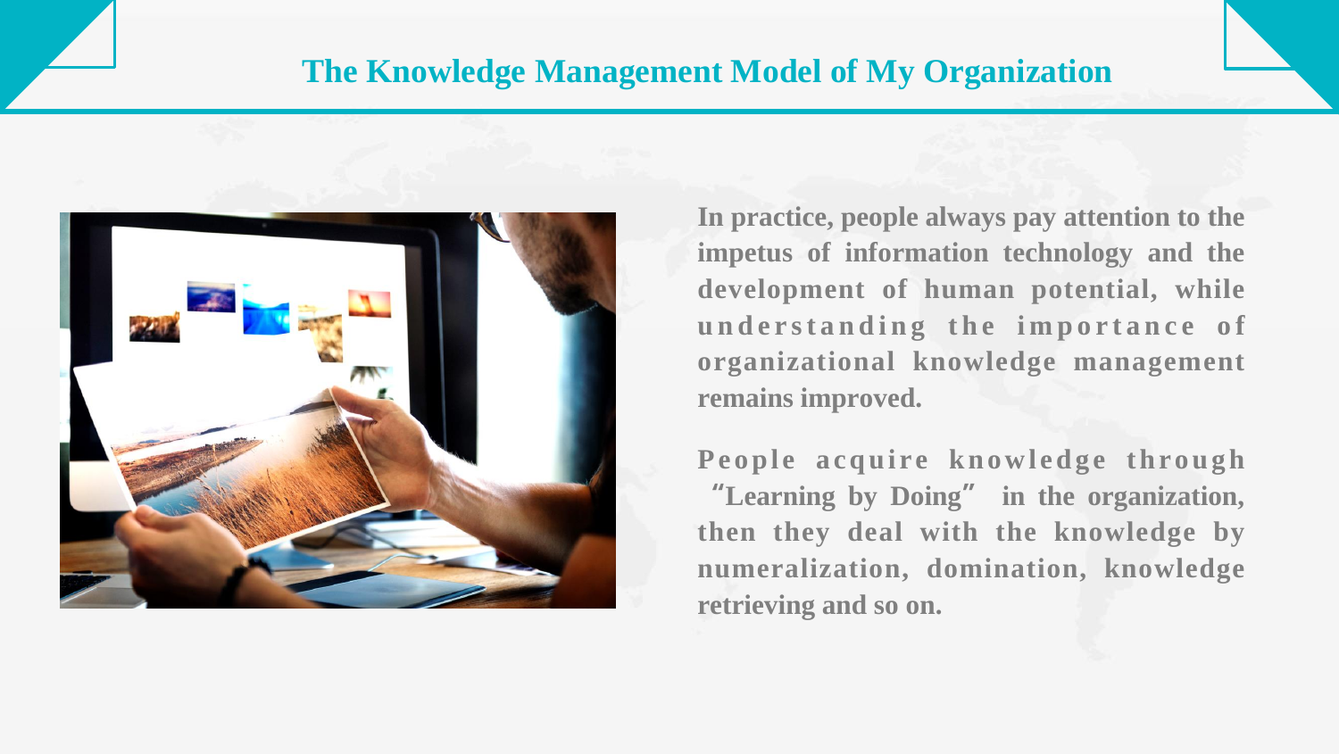# The Knowledge Management Model of My Organization

**In practice, people always pay attention to the impetus of information technology and the development of human potential, while understanding the importance of organizational knowledge management remains improved.**

**People acquire knowledge through "Learning by Doing" in the organization, then they deal with the knowledge by numeralization, domination, knowledge retrieving and so on.**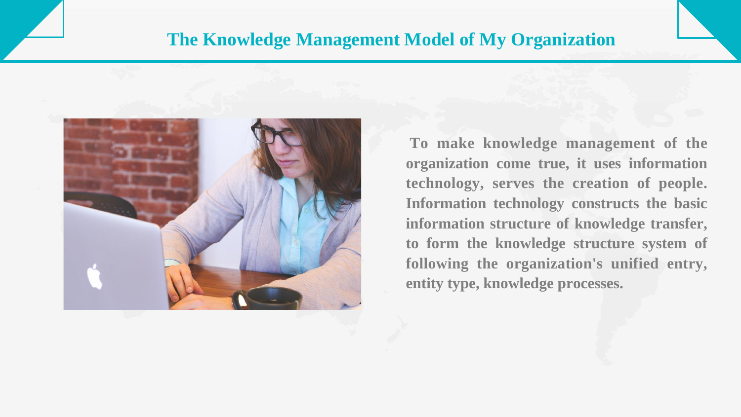# The Knowledge Management Model of My Organization

**To make knowledge management of the organization come true, it uses information technology, serves the creation of people. Information technology constructs the basic information structure of knowledge transfer, to form the knowledge structure system of following the organization's unified entry, entity type, knowledge processes.**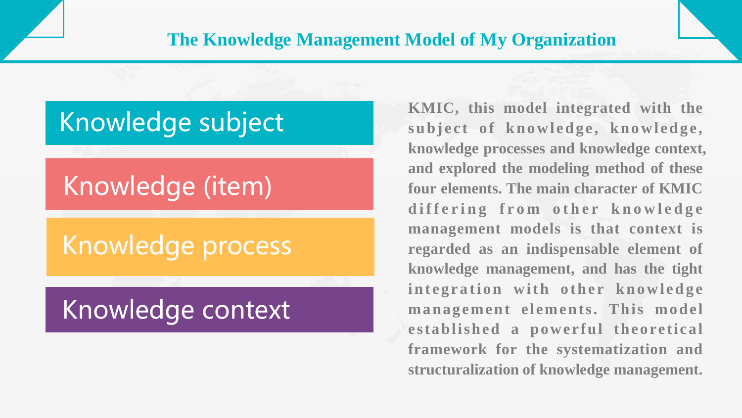## The Knowledge Management Model of My Organization

- Knowledge subject
- Knowledge (item)
- Knowledge process
- Knowledge context

**KMIC, this model integrated with the subject of knowledge, knowledge, knowledge processes and knowledge context, and explored the modeling method of these four elements. The main character of KMIC differing from other knowledge management models is that context is regarded as an indispensable element of knowledge management, and has the tight integration with other knowledge management elements. This model established a powerful theoretical framework for the systematization and structuralization of knowledge management.**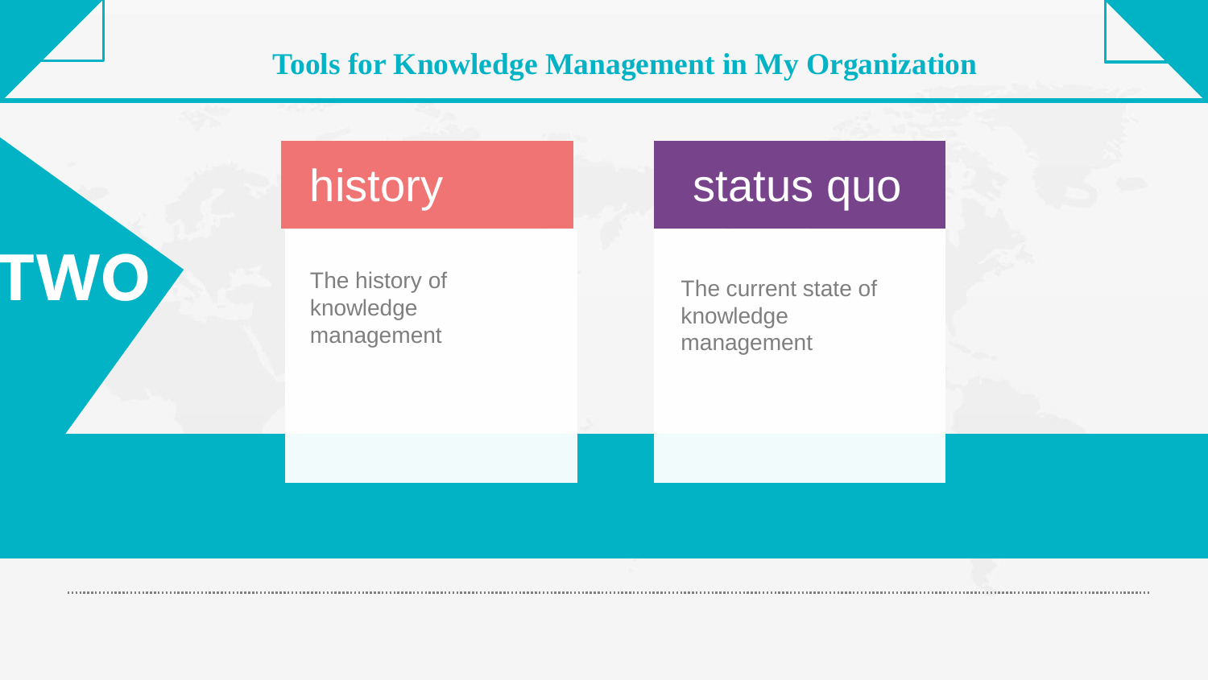# Tools for Knowledge Management in My Organization

TWO

## history

The history of knowledge management

## status quo

The current state of knowledge management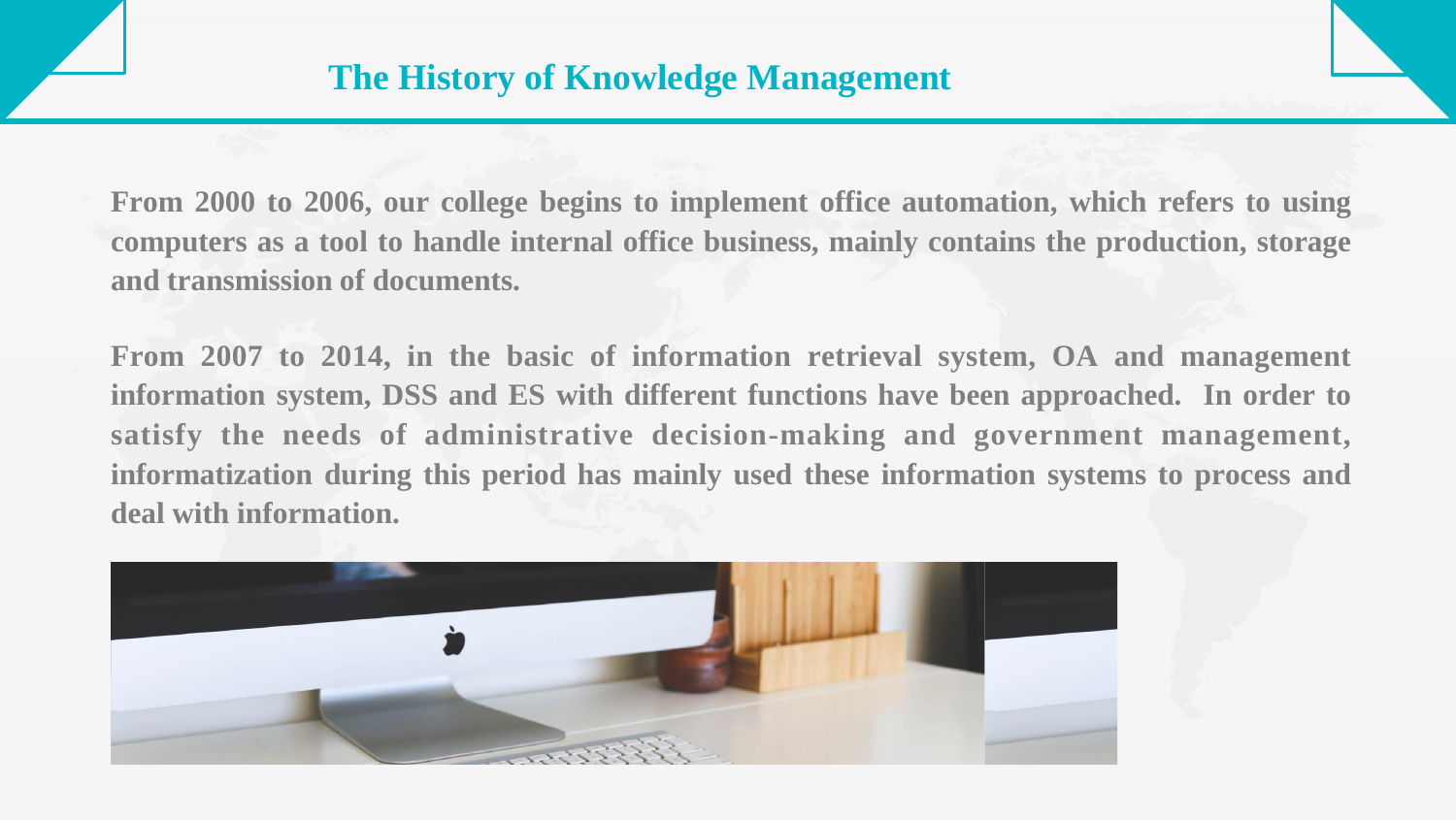# The History of Knowledge Management

**From 2000 to 2006, our college begins to implement office automation, which refers to using computers as a tool to handle internal office business, mainly contains the production, storage and transmission of documents.**

**From 2007 to 2014, in the basic of information retrieval system, OA and management information system, DSS and ES with different functions have been approached. In order to satisfy the needs of administrative decision-making and government management, informatization during this period has mainly used these information systems to process and deal with information.**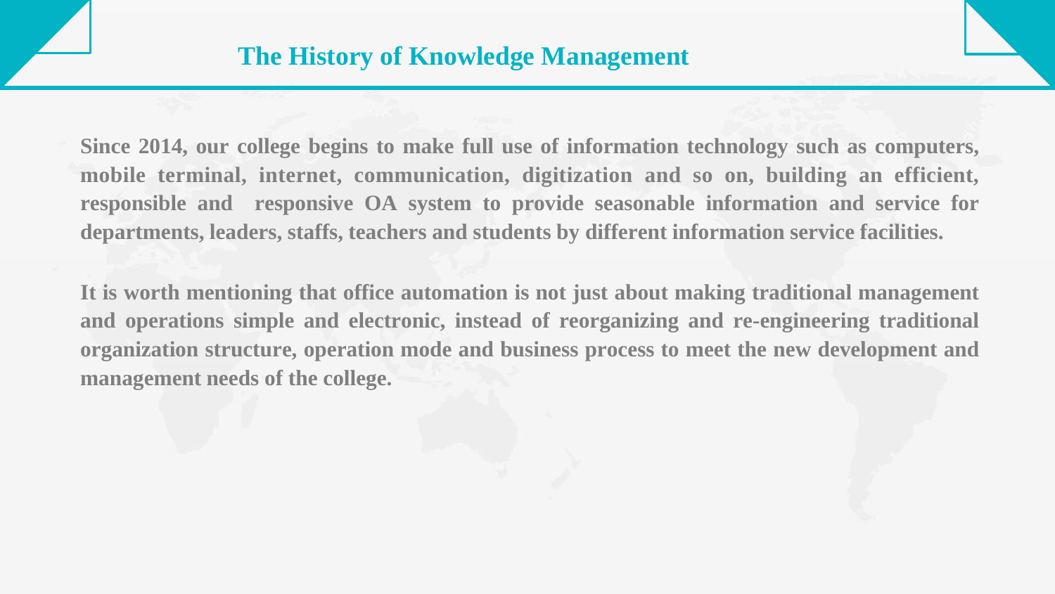## The History of Knowledge Management

**Since 2014, our college begins to make full use of information technology such as computers, mobile terminal, internet, communication, digitization and so on, building an efficient, responsible and responsive OA system to provide seasonable information and service for departments, leaders, staffs, teachers and students by different information service facilities.**

**It is worth mentioning that office automation is not just about making traditional management and operations simple and electronic, instead of reorganizing and re-engineering traditional organization structure, operation mode and business process to meet the new development and management needs of the college.**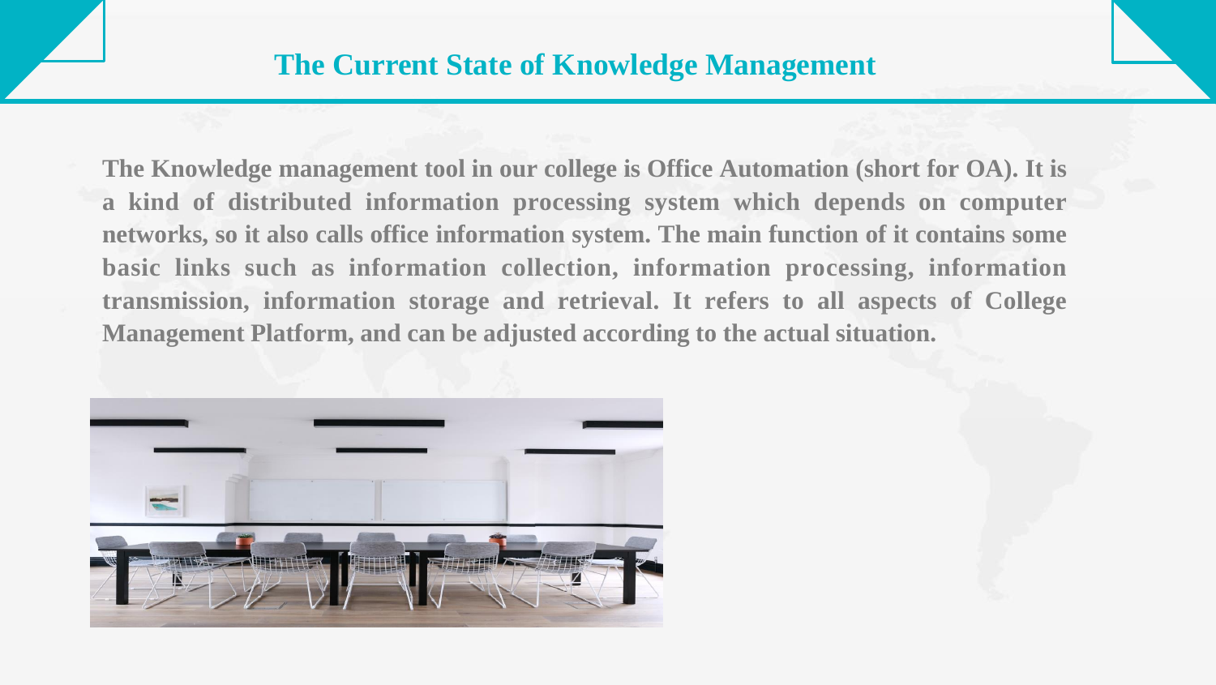# The Current State of Knowledge Management

**The Knowledge management tool in our college is Office Automation (short for OA). It is a kind of distributed information processing system which depends on computer networks, so it also calls office information system. The main function of it contains some basic links such as information collection, information processing, information transmission, information storage and retrieval. It refers to all aspects of College Management Platform, and can be adjusted according to the actual situation.**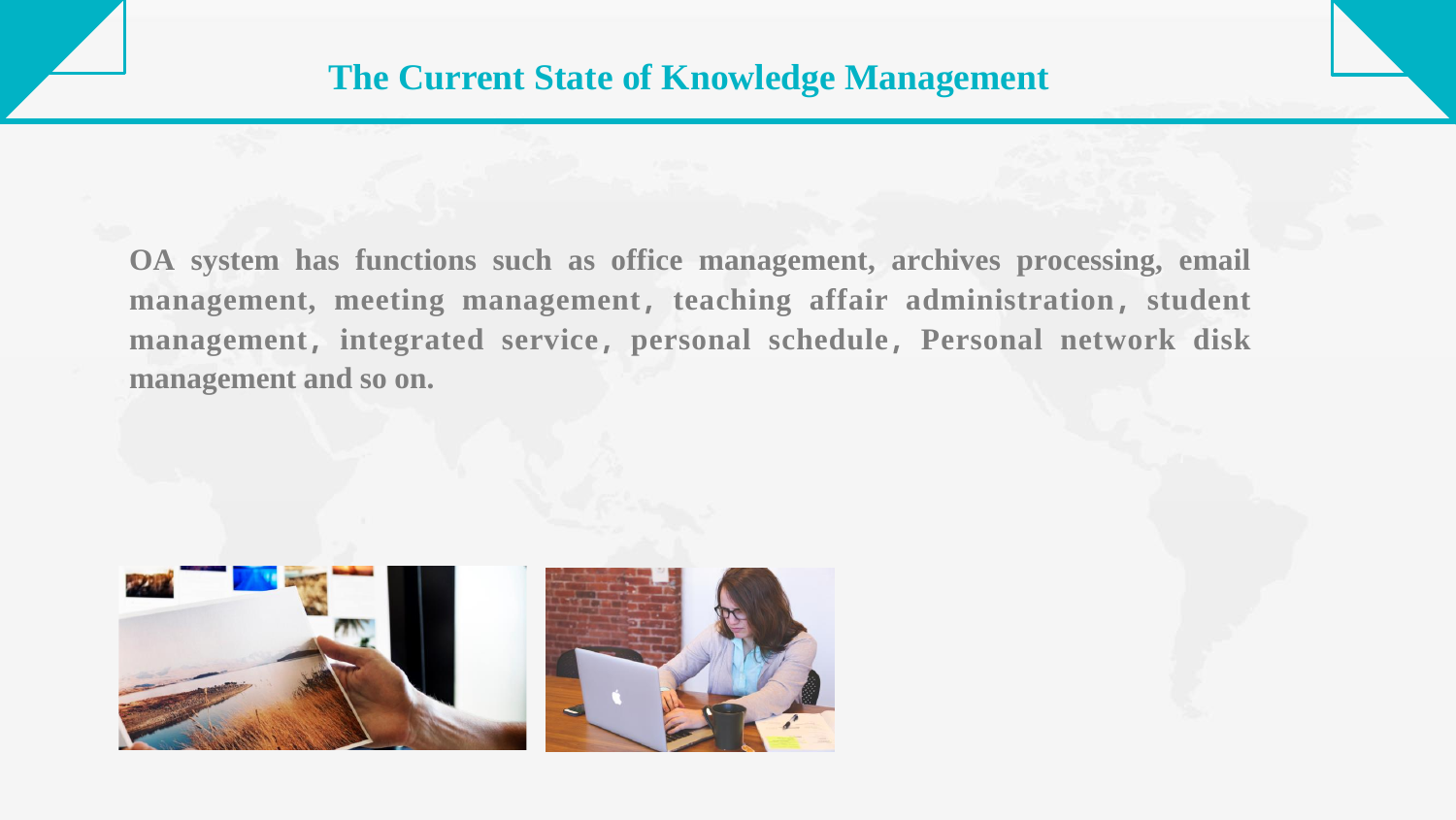# The Current State of Knowledge Management

**OA system has functions such as office management, archives processing, email management, meeting management, teaching affair administration, student management, integrated service, personal schedule, Personal network disk management and so on.**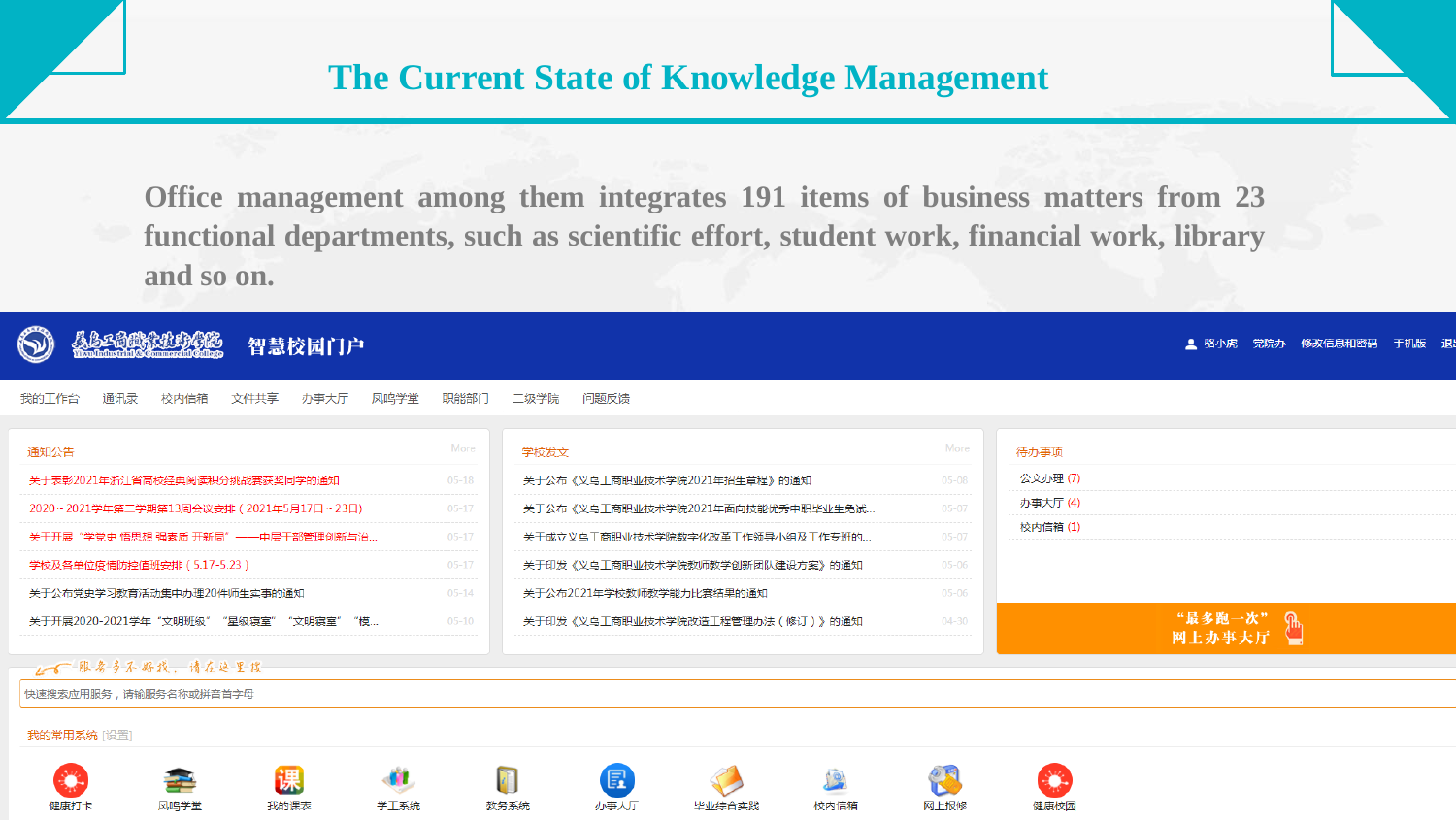# The Current State of Knowledge Management

Office management among them integrates 191 items of business matters from 23 functional departments, such as scientific effort, student work, financial work, library and so on.

智慧校园门户

我的工作台 | 通讯录 | 校内信箱 | 文件共享 | 办事大厅 | 凤鸣学堂 | 职能部门 | 二级学院 | 问题反馈

**通知公告** More

- 关于表彰2021年浙江省高校经典阅读积分挑战赛获奖同学的通知 05-18
- 2020～2021学年第二学期第13周会议安排（2021年5月17日～23日） 05-17
- 关于开展"学党史 悟思想 强素质 开新局"——中层干部管理创新与治... 05-17
- 学校及各单位疫情防控值班安排（5.17-5.23） 05-17
- 关于公布党史学习教育活动集中办理20件师生实事的通知 05-14
- 关于开展2020-2021学年"文明班级""星级寝室""文明寝室""模... 05-10

**学校发文** More

- 关于公布《义乌工商职业技术学院2021年招生章程》的通知 05-08
- 关于公布《义乌工商职业技术学院2021年面向技能优秀中职毕业生免试... 05-07
- 关于成立义乌工商职业技术学院数字化改革工作领导小组及工作专班的... 05-07
- 关于印发《义乌工商职业技术学院教师教学创新团队建设方案》的通知 05-06
- 关于公布2021年学校教师教学能力比赛结果的通知 05-06
- 关于印发《义乌工商职业技术学院改造工程管理办法（修订）》的通知 04-30

**待办事项**

- 公文办理 (7)
- 办事大厅 (4)
- 校内信箱 (1)

"最多跑一次" 网上办事大厅

服务多不好找，请在这里搜

快速搜索应用服务，请输服务名称或拼音首字母

我的常用系统 [设置]

健康打卡 | 凤鸣学堂 | 我的课表 | 学工系统 | 教务系统 | 办事大厅 | 毕业综合实践 | 校内信箱 | 网上报修 | 健康校园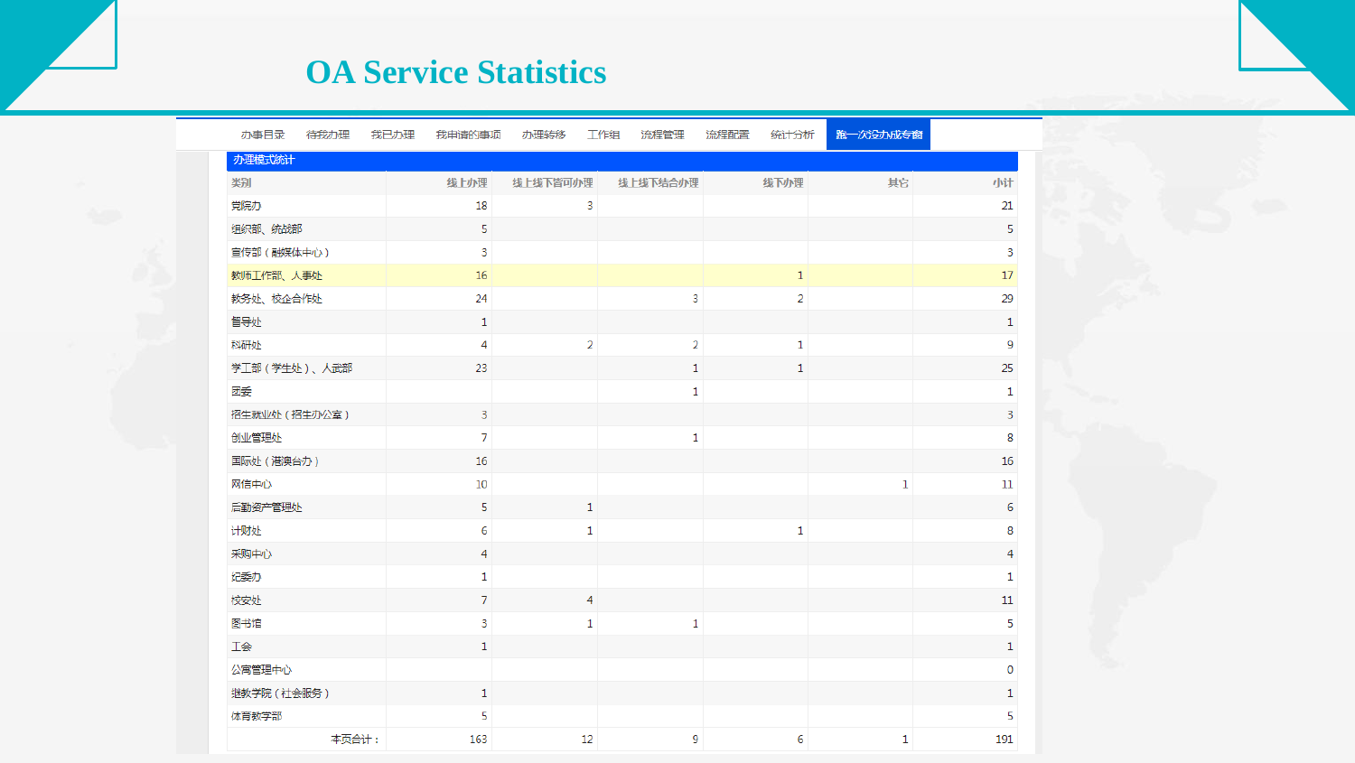# OA Service Statistics

办事目录 | 待我办理 | 我已办理 | 我申请的事项 | 办理转移 | 工作组 | 流程管理 | 流程配置 | 统计分析 | 跑一次没办成专窗

办理模式统计

| 类别 | 线上办理 | 线上线下皆可办理 | 线上线下结合办理 | 线下办理 | 其它 | 小计 |
|---|---|---|---|---|---|---|
| 党院办 | 18 | 3 | | | | 21 |
| 组织部、统战部 | 5 | | | | | 5 |
| 宣传部（融媒体中心） | 3 | | | | | 3 |
| 教师工作部、人事处 | 16 | | | 1 | | 17 |
| 教务处、校企合作处 | 24 | | 3 | 2 | | 29 |
| 督导处 | 1 | | | | | 1 |
| 科研处 | 4 | 2 | 2 | 1 | | 9 |
| 学工部（学生处）、人武部 | 23 | | 1 | 1 | | 25 |
| 团委 | | | 1 | | | 1 |
| 招生就业处（招生办公室） | 3 | | | | | 3 |
| 创业管理处 | 7 | | 1 | | | 8 |
| 国际处（港澳台办） | 16 | | | | | 16 |
| 网信中心 | 10 | | | | 1 | 11 |
| 后勤资产管理处 | 5 | 1 | | | | 6 |
| 计财处 | 6 | 1 | | 1 | | 8 |
| 采购中心 | 4 | | | | | 4 |
| 纪委办 | 1 | | | | | 1 |
| 校安处 | 7 | 4 | | | | 11 |
| 图书馆 | 3 | 1 | 1 | | | 5 |
| 工会 | 1 | | | | | 1 |
| 公寓管理中心 | | | | | | 0 |
| 继教学院（社会服务） | 1 | | | | | 1 |
| 体育教学部 | 5 | | | | | 5 |
| 本页合计： | 163 | 12 | 9 | 6 | 1 | 191 |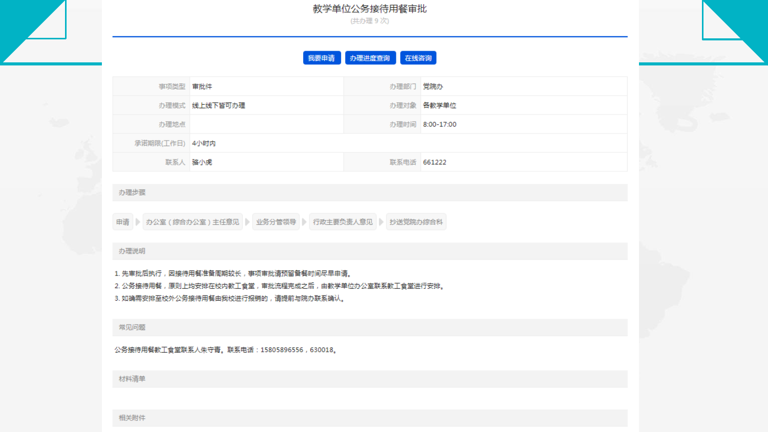# 教学单位公务接待用餐审批

(共办理 9 次)

我要申请　办理进度查询　在线咨询

| 事项类型 | 审批件 | 办理部门 | 党院办 |
| --- | --- | --- | --- |
| 办理模式 | 线上线下皆可办理 | 办理对象 | 各教学单位 |
| 办理地点 | | 办理时间 | 8:00-17:00 |
| 承诺期限(工作日) | 4小时内 | | |
| 联系人 | 骆小虎 | 联系电话 | 661222 |

## 办理步骤

申请 ▶ 办公室（综合办公室）主任意见 ▶ 业务分管领导 ▶ 行政主要负责人意见 ▶ 抄送党院办综合科

## 办理说明

1. 先审批后执行，因接待用餐准备周期较长，事项审批请预留备餐时间尽早申请。
2. 公务接待用餐，原则上均安排在校内教工食堂，审批流程完成之后，由教学单位办公室联系教工食堂进行安排。
3. 如确需安排至校外公务接待用餐由我校进行报销的，请提前与院办联系确认。

## 常见问题

公务接待用餐教工食堂联系人朱守青。联系电话：15805896556，630018。

## 材料清单

## 相关附件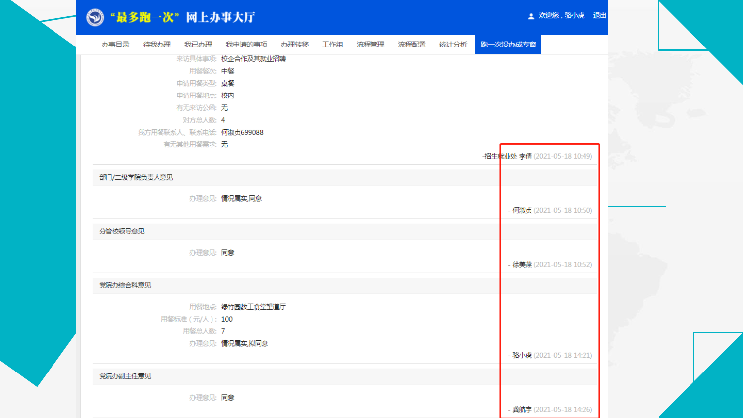# "最多跑一次" 网上办事大厅

欢迎您，骆小虎 退出

办事目录 | 待我办理 | 我已办理 | 我申请的事项 | 办理转移 | 工作组 | 流程管理 | 流程配置 | 统计分析 | 跑一次没办成专窗

来访具体事项: 校企合作及其就业招聘
用餐餐次: 中餐
申请用餐类型: 桌餐
申请用餐地点: 校内
有无来访公函: 无
对方总人数: 4
我方用餐联系人、联系电话: 何淑贞699088
有无其他用餐需求: 无

-招生就业处 李倩 (2021-05-18 10:49)

## 部门/二级学院负责人意见

办理意见: 情况属实,同意

- 何淑贞 (2021-05-18 10:50)

## 分管校领导意见

办理意见: 同意

- 徐美燕 (2021-05-18 10:52)

## 党院办综合科意见

用餐地点: 绿竹园教工食堂望道厅
用餐标准(元/人): 100
用餐总人数: 7
办理意见: 情况属实,拟同意

- 骆小虎 (2021-05-18 14:21)

## 党院办副主任意见

办理意见: 同意

- 龚航宇 (2021-05-18 14:26)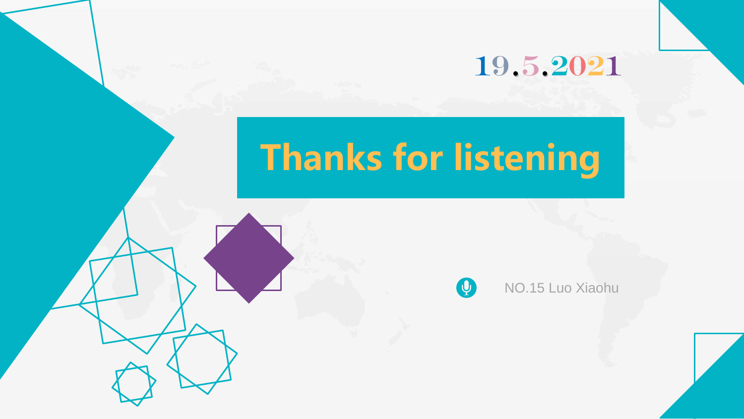19.5.2021

# Thanks for listening

NO.15 Luo Xiaohu